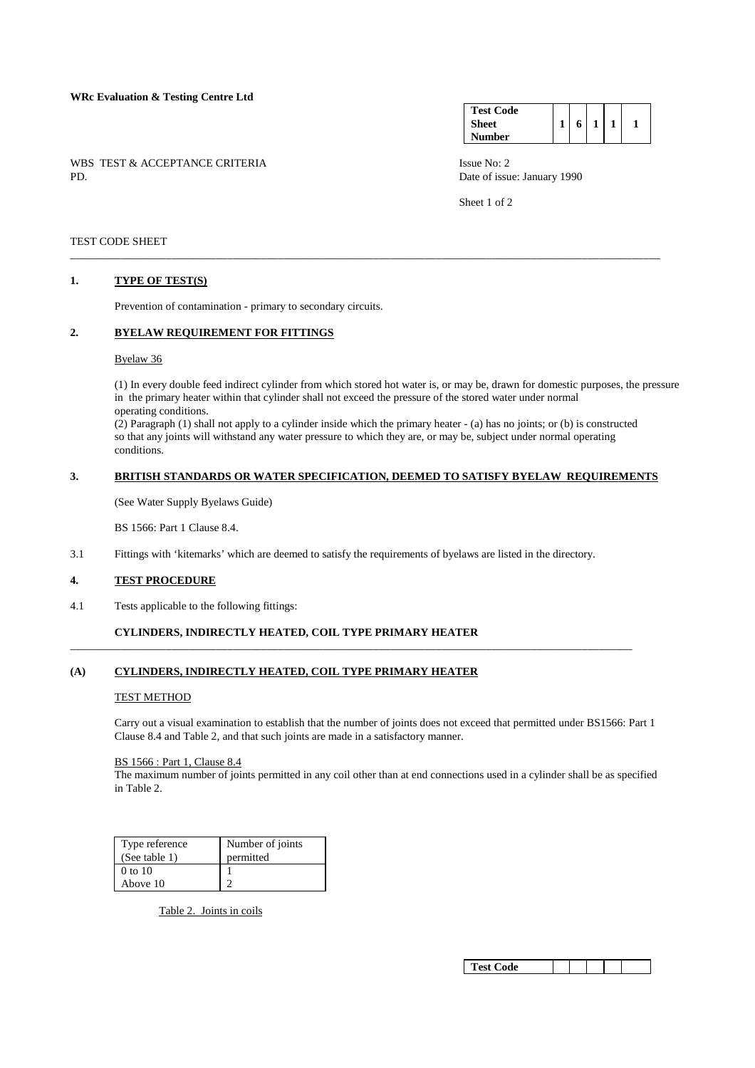**WRc Evaluation & Testing Centre Ltd**

| Test Code Sheet Number | 1 | 6 | 1 | 1 | 1 |
|---|---|---|---|---|---|

WBS TEST & ACCEPTANCE CRITERIA
PD.

Issue No: 2
Date of issue: January 1990

TEST CODE SHEET

---

## 1. TYPE OF TEST(S)

Prevention of contamination - primary to secondary circuits.

## 2. BYELAW REQUIREMENT FOR FITTINGS

Byelaw 36

(1) In every double feed indirect cylinder from which stored hot water is, or may be, drawn for domestic purposes, the pressure in the primary heater within that cylinder shall not exceed the pressure of the stored water under normal operating conditions.
(2) Paragraph (1) shall not apply to a cylinder inside which the primary heater - (a) has no joints; or (b) is constructed so that any joints will withstand any water pressure to which they are, or may be, subject under normal operating conditions.

## 3. BRITISH STANDARDS OR WATER SPECIFICATION, DEEMED TO SATISFY BYELAW REQUIREMENTS

(See Water Supply Byelaws Guide)

BS 1566: Part 1 Clause 8.4.

3.1 Fittings with 'kitemarks' which are deemed to satisfy the requirements of byelaws are listed in the directory.

## 4. TEST PROCEDURE

4.1 Tests applicable to the following fittings:

**CYLINDERS, INDIRECTLY HEATED, COIL TYPE PRIMARY HEATER**

---

## (A) CYLINDERS, INDIRECTLY HEATED, COIL TYPE PRIMARY HEATER

TEST METHOD

Carry out a visual examination to establish that the number of joints does not exceed that permitted under BS1566: Part 1 Clause 8.4 and Table 2, and that such joints are made in a satisfactory manner.

BS 1566 : Part 1, Clause 8.4
The maximum number of joints permitted in any coil other than at end connections used in a cylinder shall be as specified in Table 2.

| Type reference (See table 1) | Number of joints permitted |
|---|---|
| 0 to 10 | 1 |
| Above 10 | 2 |

Table 2. Joints in coils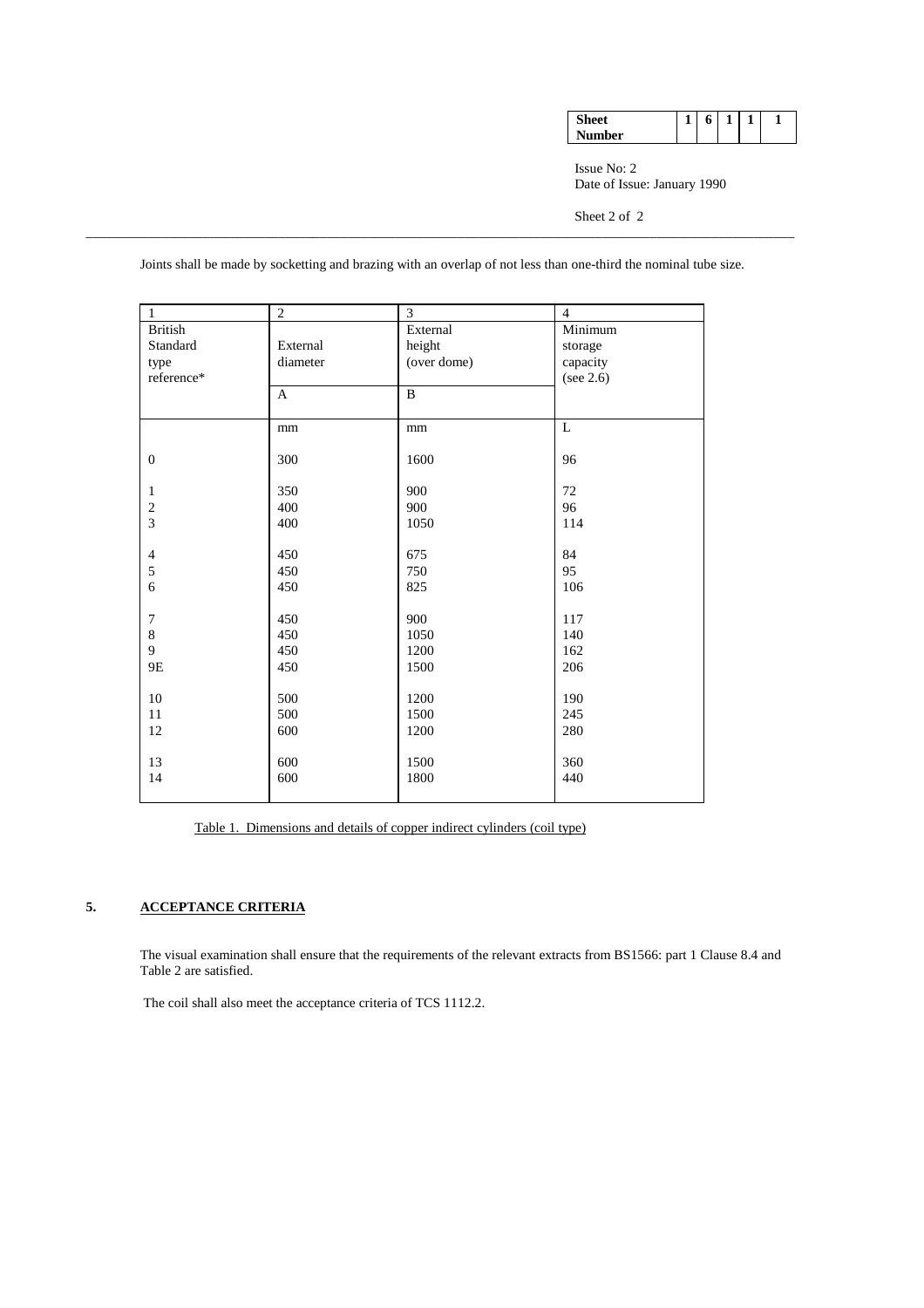Joints shall be made by socketting and brazing with an overlap of not less than one-third the nominal tube size.

| 1 | 2 | 3 | 4 |
|---|---|---|---|
| British Standard type reference* | External diameter | External height (over dome) | Minimum storage capacity (see 2.6) |
| | A | B | |
| | mm | mm | L |
| 0 | 300 | 1600 | 96 |
| 1 | 350 | 900 | 72 |
| 2 | 400 | 900 | 96 |
| 3 | 400 | 1050 | 114 |
| 4 | 450 | 675 | 84 |
| 5 | 450 | 750 | 95 |
| 6 | 450 | 825 | 106 |
| 7 | 450 | 900 | 117 |
| 8 | 450 | 1050 | 140 |
| 9 | 450 | 1200 | 162 |
| 9E | 450 | 1500 | 206 |
| 10 | 500 | 1200 | 190 |
| 11 | 500 | 1500 | 245 |
| 12 | 600 | 1200 | 280 |
| 13 | 600 | 1500 | 360 |
| 14 | 600 | 1800 | 440 |

Table 1. Dimensions and details of copper indirect cylinders (coil type)

## 5. ACCEPTANCE CRITERIA

The visual examination shall ensure that the requirements of the relevant extracts from BS1566: part 1 Clause 8.4 and Table 2 are satisfied.

The coil shall also meet the acceptance criteria of TCS 1112.2.